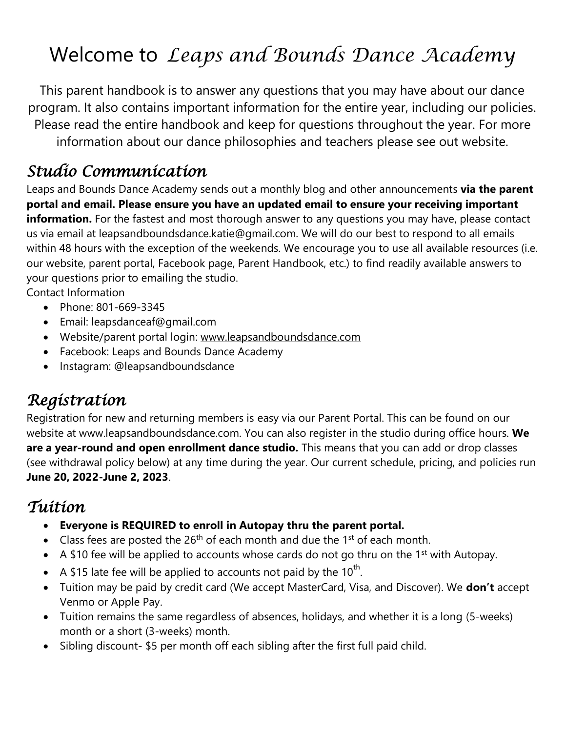# Welcome to *Leaps and Bounds Dance Academy*

This parent handbook is to answer any questions that you may have about our dance program. It also contains important information for the entire year, including our policies. Please read the entire handbook and keep for questions throughout the year. For more information about our dance philosophies and teachers please see out website.

## *Studio Communication*

Leaps and Bounds Dance Academy sends out a monthly blog and other announcements **via the parent portal and email. Please ensure you have an updated email to ensure your receiving important information.** For the fastest and most thorough answer to any questions you may have, please contact us via email at leapsandboundsdance.katie@gmail.com. We will do our best to respond to all emails within 48 hours with the exception of the weekends. We encourage you to use all available resources (i.e. our website, parent portal, Facebook page, Parent Handbook, etc.) to find readily available answers to your questions prior to emailing the studio.

Contact Information

- Phone: 801-669-3345
- Email: leapsdanceaf@gmail.com
- Website/parent portal login: www.leapsandboundsdance.com
- Facebook: Leaps and Bounds Dance Academy
- Instagram: @leapsandboundsdance

## *Registration*

Registration for new and returning members is easy via our Parent Portal. This can be found on our website at www.leapsandboundsdance.com. You can also register in the studio during office hours. **We are a year-round and open enrollment dance studio.** This means that you can add or drop classes (see withdrawal policy below) at any time during the year. Our current schedule, pricing, and policies run **June 20, 2022-June 2, 2023**.

## *Tuition*

- **Everyone is REQUIRED to enroll in Autopay thru the parent portal.**
- Class fees are posted the 26th of each month and due the 1st of each month.
- A $10 fee will be applied to accounts whose cards do not go thru on the 1st with Autopay.
- A $15 late fee will be applied to accounts not paid by the 10th.
- Tuition may be paid by credit card (We accept MasterCard, Visa, and Discover). We **don't** accept Venmo or Apple Pay.
- Tuition remains the same regardless of absences, holidays, and whether it is a long (5-weeks) month or a short (3-weeks) month.
- Sibling discount- $5 per month off each sibling after the first full paid child.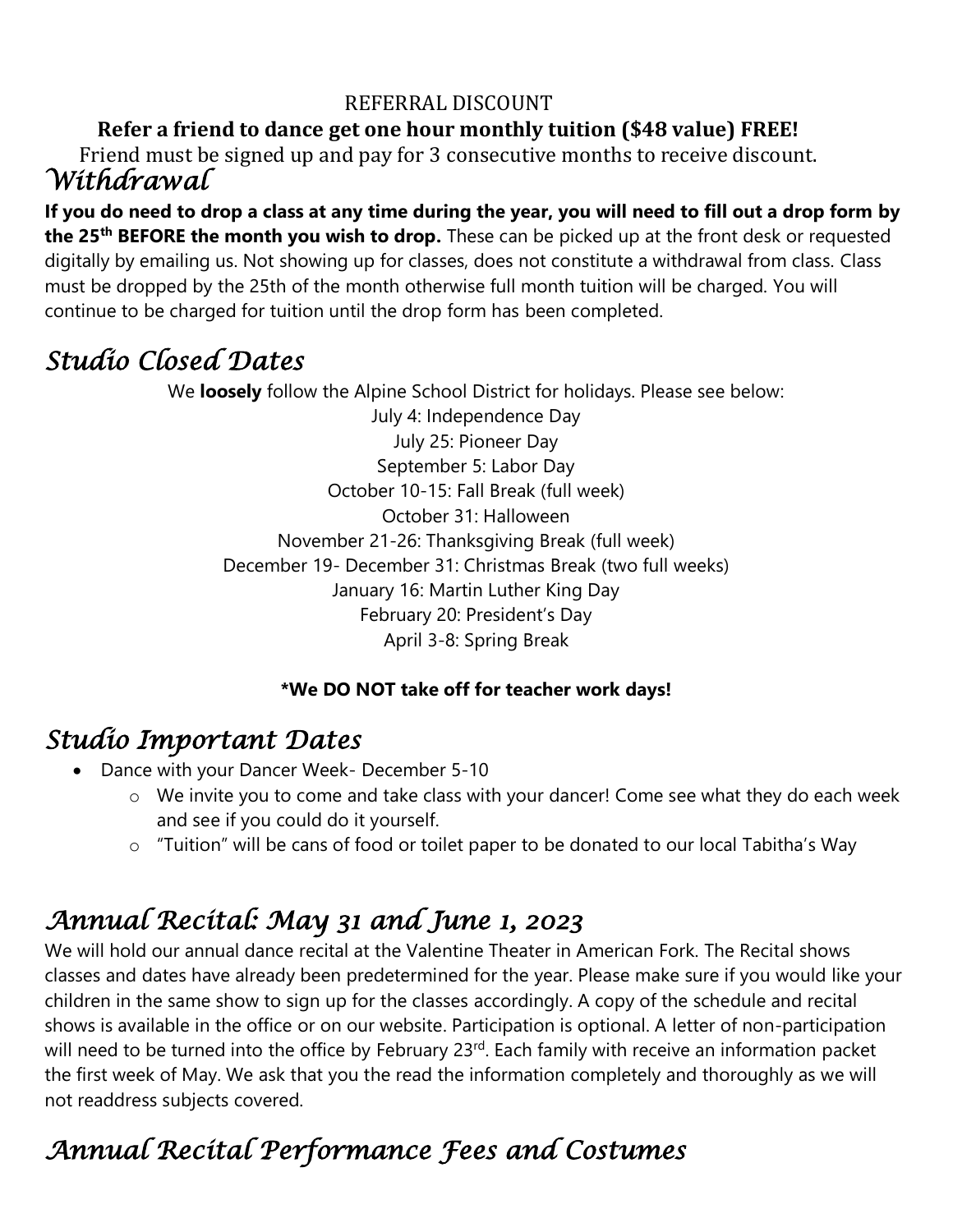REFERRAL DISCOUNT

**Refer a friend to dance get one hour monthly tuition ($48 value) FREE!**

Friend must be signed up and pay for 3 consecutive months to receive discount.

## *Withdrawal*

**If you do need to drop a class at any time during the year, you will need to fill out a drop form by the 25th BEFORE the month you wish to drop.** These can be picked up at the front desk or requested digitally by emailing us. Not showing up for classes, does not constitute a withdrawal from class. Class must be dropped by the 25th of the month otherwise full month tuition will be charged. You will continue to be charged for tuition until the drop form has been completed.

## *Studio Closed Dates*

We **loosely** follow the Alpine School District for holidays. Please see below:

July 4: Independence Day
July 25: Pioneer Day
September 5: Labor Day
October 10-15: Fall Break (full week)
October 31: Halloween
November 21-26: Thanksgiving Break (full week)
December 19- December 31: Christmas Break (two full weeks)
January 16: Martin Luther King Day
February 20: President's Day
April 3-8: Spring Break

**\*We DO NOT take off for teacher work days!**

## *Studio Important Dates*

- Dance with your Dancer Week- December 5-10
  - We invite you to come and take class with your dancer! Come see what they do each week and see if you could do it yourself.
  - "Tuition" will be cans of food or toilet paper to be donated to our local Tabitha's Way

## *Annual Recital: May 31 and June 1, 2023*

We will hold our annual dance recital at the Valentine Theater in American Fork. The Recital shows classes and dates have already been predetermined for the year. Please make sure if you would like your children in the same show to sign up for the classes accordingly. A copy of the schedule and recital shows is available in the office or on our website. Participation is optional. A letter of non-participation will need to be turned into the office by February 23rd. Each family with receive an information packet the first week of May. We ask that you the read the information completely and thoroughly as we will not readdress subjects covered.

## *Annual Recital Performance Fees and Costumes*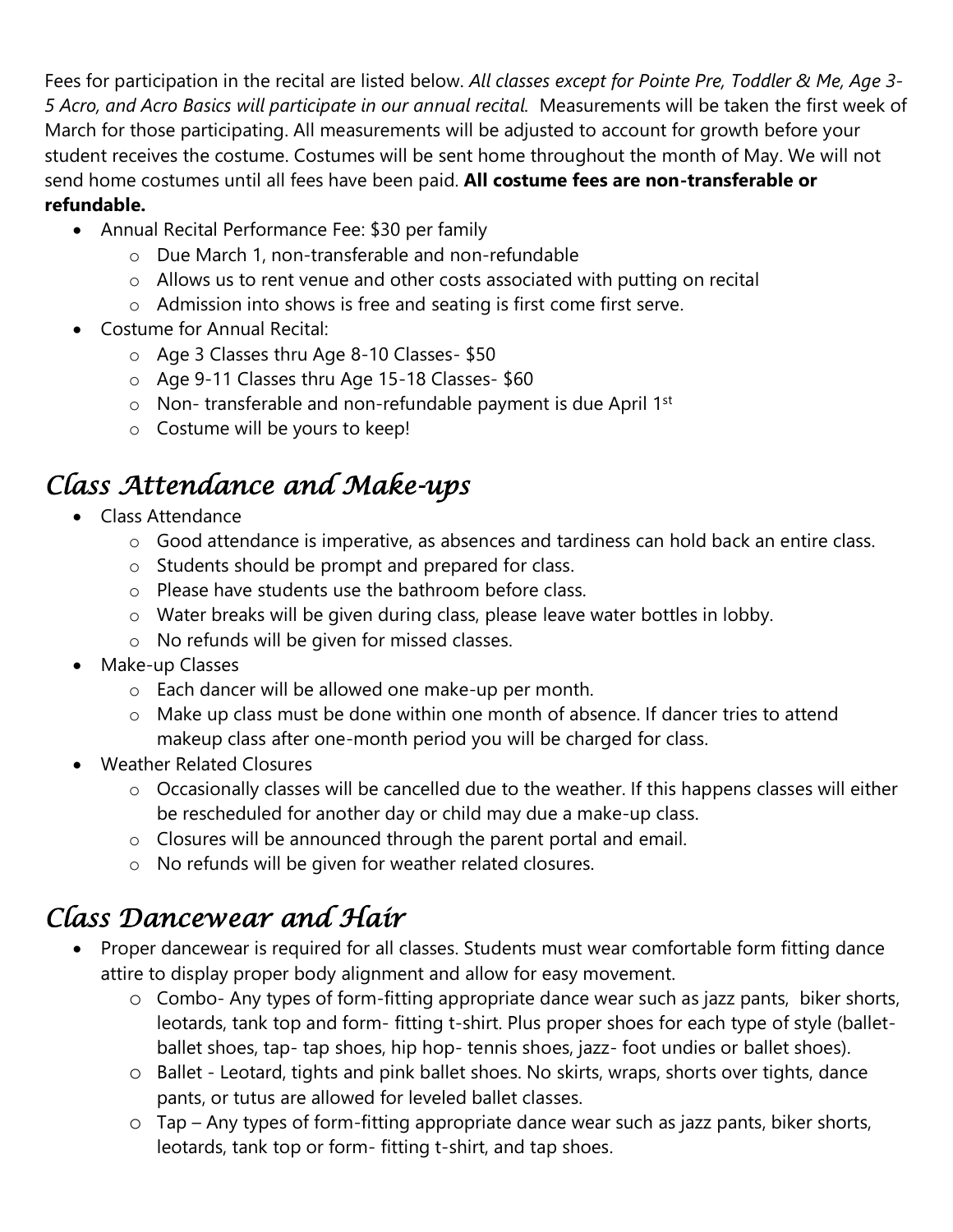Fees for participation in the recital are listed below. *All classes except for Pointe Pre, Toddler & Me, Age 3-5 Acro, and Acro Basics will participate in our annual recital.* Measurements will be taken the first week of March for those participating. All measurements will be adjusted to account for growth before your student receives the costume. Costumes will be sent home throughout the month of May. We will not send home costumes until all fees have been paid. **All costume fees are non-transferable or refundable.**

- Annual Recital Performance Fee: $30 per family
  - Due March 1, non-transferable and non-refundable
  - Allows us to rent venue and other costs associated with putting on recital
  - Admission into shows is free and seating is first come first serve.
- Costume for Annual Recital:
  - Age 3 Classes thru Age 8-10 Classes- $50
  - Age 9-11 Classes thru Age 15-18 Classes- $60
  - Non- transferable and non-refundable payment is due April 1st
  - Costume will be yours to keep!

## *Class Attendance and Make-ups*

- Class Attendance
  - Good attendance is imperative, as absences and tardiness can hold back an entire class.
  - Students should be prompt and prepared for class.
  - Please have students use the bathroom before class.
  - Water breaks will be given during class, please leave water bottles in lobby.
  - No refunds will be given for missed classes.
- Make-up Classes
  - Each dancer will be allowed one make-up per month.
  - Make up class must be done within one month of absence. If dancer tries to attend makeup class after one-month period you will be charged for class.
- Weather Related Closures
  - Occasionally classes will be cancelled due to the weather. If this happens classes will either be rescheduled for another day or child may due a make-up class.
  - Closures will be announced through the parent portal and email.
  - No refunds will be given for weather related closures.

## *Class Dancewear and Hair*

- Proper dancewear is required for all classes. Students must wear comfortable form fitting dance attire to display proper body alignment and allow for easy movement.
  - Combo- Any types of form-fitting appropriate dance wear such as jazz pants, biker shorts, leotards, tank top and form- fitting t-shirt. Plus proper shoes for each type of style (ballet- ballet shoes, tap- tap shoes, hip hop- tennis shoes, jazz- foot undies or ballet shoes).
  - Ballet - Leotard, tights and pink ballet shoes. No skirts, wraps, shorts over tights, dance pants, or tutus are allowed for leveled ballet classes.
  - Tap – Any types of form-fitting appropriate dance wear such as jazz pants, biker shorts, leotards, tank top or form- fitting t-shirt, and tap shoes.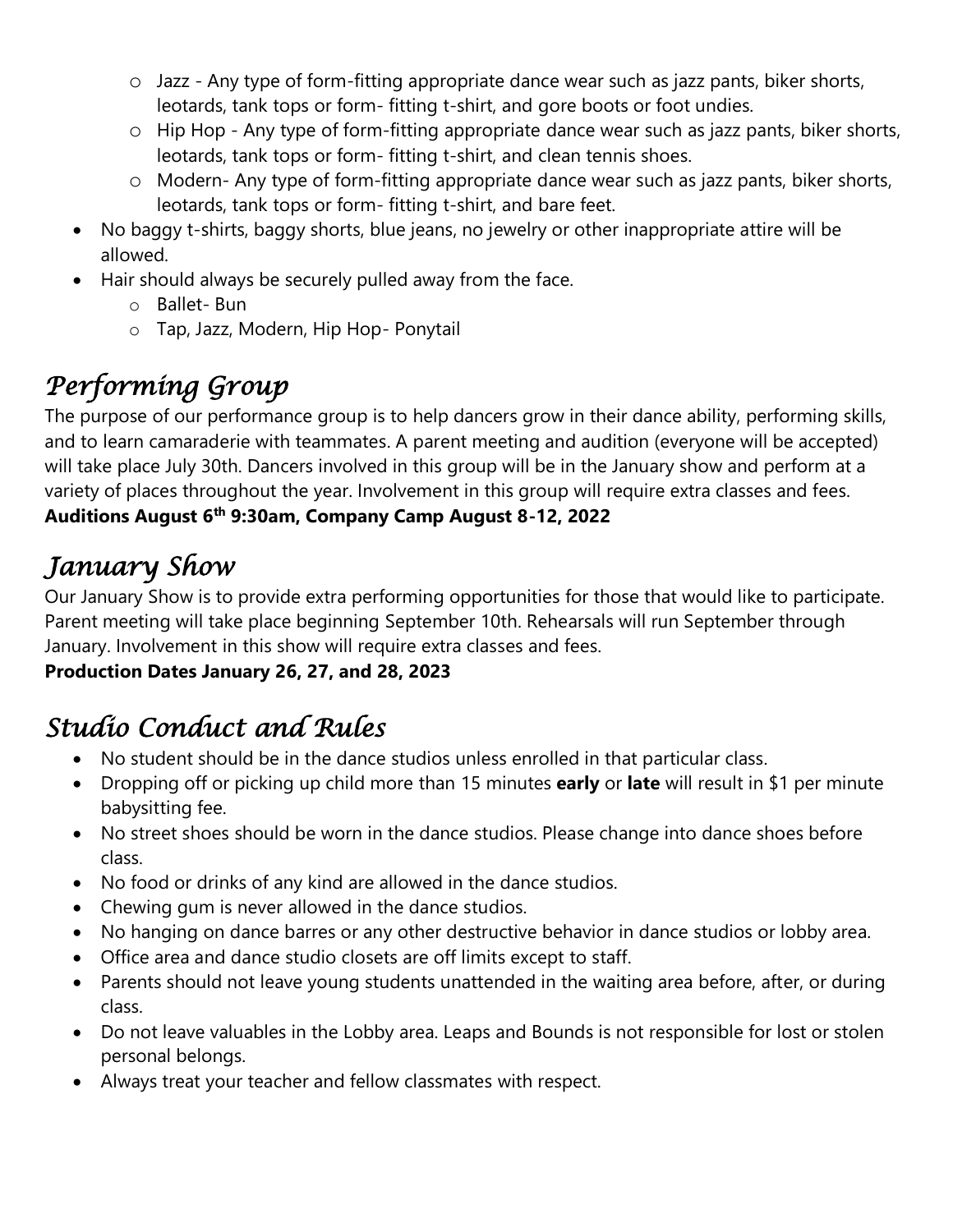- Jazz - Any type of form-fitting appropriate dance wear such as jazz pants, biker shorts, leotards, tank tops or form- fitting t-shirt, and gore boots or foot undies.
    - Hip Hop - Any type of form-fitting appropriate dance wear such as jazz pants, biker shorts, leotards, tank tops or form- fitting t-shirt, and clean tennis shoes.
    - Modern- Any type of form-fitting appropriate dance wear such as jazz pants, biker shorts, leotards, tank tops or form- fitting t-shirt, and bare feet.
- No baggy t-shirts, baggy shorts, blue jeans, no jewelry or other inappropriate attire will be allowed.
- Hair should always be securely pulled away from the face.
    - Ballet- Bun
    - Tap, Jazz, Modern, Hip Hop- Ponytail

## *Performing Group*

The purpose of our performance group is to help dancers grow in their dance ability, performing skills, and to learn camaraderie with teammates. A parent meeting and audition (everyone will be accepted) will take place July 30th. Dancers involved in this group will be in the January show and perform at a variety of places throughout the year. Involvement in this group will require extra classes and fees.
**Auditions August 6th 9:30am, Company Camp August 8-12, 2022**

## *January Show*

Our January Show is to provide extra performing opportunities for those that would like to participate. Parent meeting will take place beginning September 10th. Rehearsals will run September through January. Involvement in this show will require extra classes and fees.
**Production Dates January 26, 27, and 28, 2023**

## *Studio Conduct and Rules*

- No student should be in the dance studios unless enrolled in that particular class.
- Dropping off or picking up child more than 15 minutes **early** or **late** will result in $1 per minute babysitting fee.
- No street shoes should be worn in the dance studios. Please change into dance shoes before class.
- No food or drinks of any kind are allowed in the dance studios.
- Chewing gum is never allowed in the dance studios.
- No hanging on dance barres or any other destructive behavior in dance studios or lobby area.
- Office area and dance studio closets are off limits except to staff.
- Parents should not leave young students unattended in the waiting area before, after, or during class.
- Do not leave valuables in the Lobby area. Leaps and Bounds is not responsible for lost or stolen personal belongs.
- Always treat your teacher and fellow classmates with respect.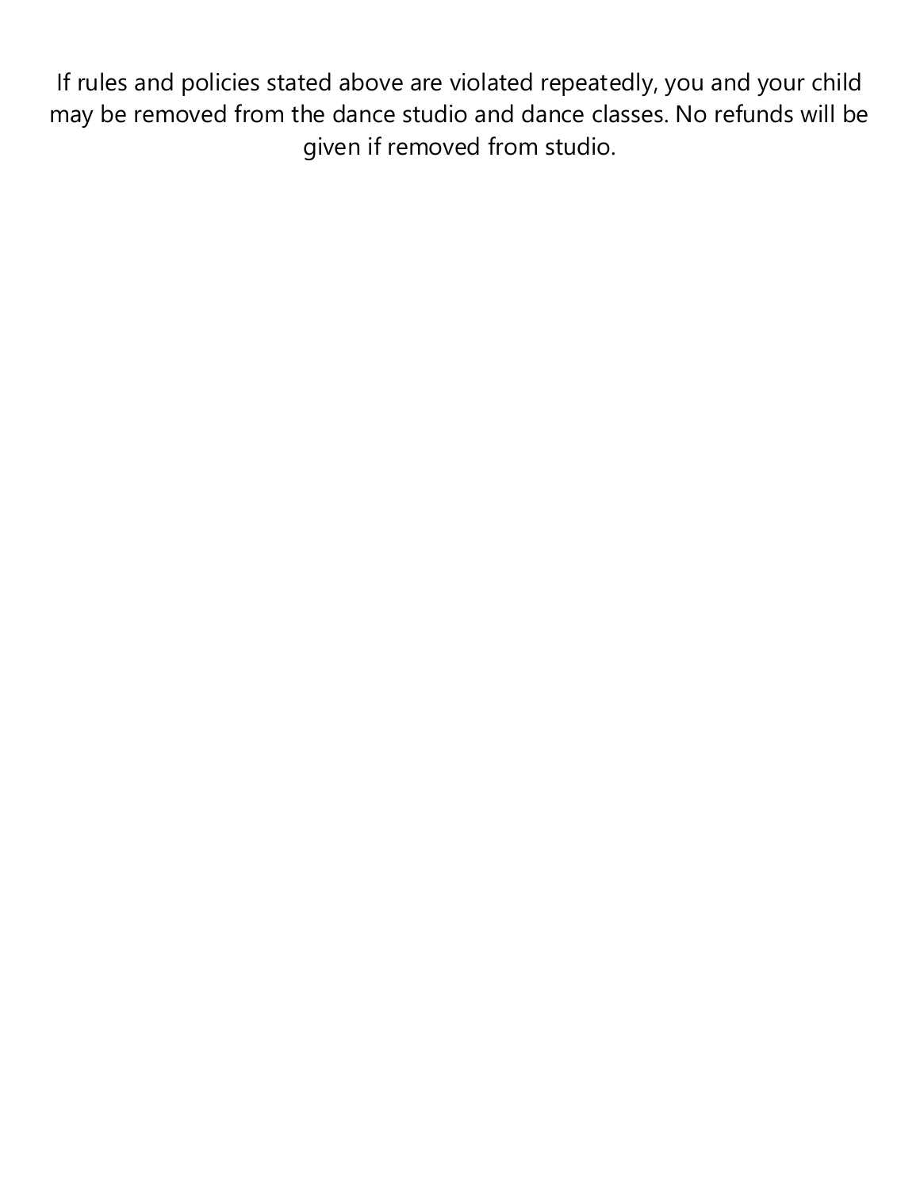If rules and policies stated above are violated repeatedly, you and your child may be removed from the dance studio and dance classes. No refunds will be given if removed from studio.